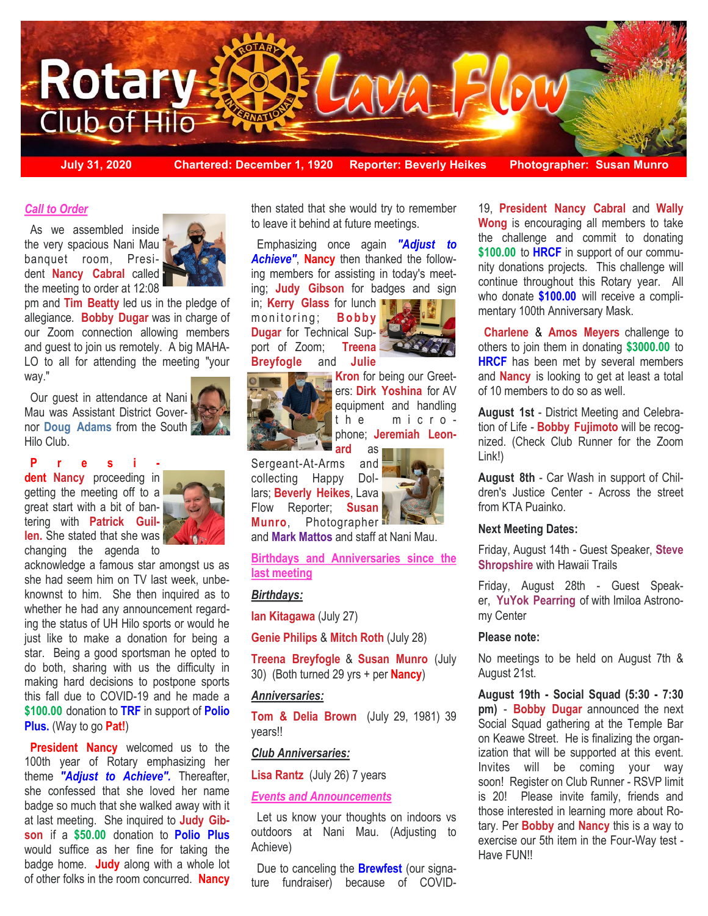# Rotary Club of Hilo Lava Flow

**July 31, 2020** | **Chartered: December 1, 1920** | **Reporter: Beverly Heikes** | **Photographer: Susan Munro**

## *Call to Order*

As we assembled inside the very spacious Nani Mau banquet room, President **Nancy Cabral** called the meeting to order at 12:08 pm and **Tim Beatty** led us in the pledge of allegiance. **Bobby Dugar** was in charge of our Zoom connection allowing members and guest to join us remotely. A big MAHALO to all for attending the meeting "your way."

Our guest in attendance at Nani Mau was Assistant District Governor **Doug Adams** from the South Hilo Club.

**President Nancy** proceeding in getting the meeting off to a great start with a bit of bantering with **Patrick Guillen.** She stated that she was changing the agenda to acknowledge a famous star amongst us as she had seem him on TV last week, unbeknownst to him. She then inquired as to whether he had any announcement regarding the status of UH Hilo sports or would he just like to make a donation for being a star. Being a good sportsman he opted to do both, sharing with us the difficulty in making hard decisions to postpone sports this fall due to COVID-19 and he made a **$100.00** donation to **TRF** in support of **Polio Plus.** (Way to go **Pat**!)

**President Nancy** welcomed us to the 100th year of Rotary emphasizing her theme ***"Adjust to Achieve".*** Thereafter, she confessed that she loved her name badge so much that she walked away with it at last meeting. She inquired to **Judy Gibson** if a **$50.00** donation to **Polio Plus** would suffice as her fine for taking the badge home. **Judy** along with a whole lot of other folks in the room concurred. **Nancy** then stated that she would try to remember to leave it behind at future meetings.

Emphasizing once again ***"Adjust to Achieve"***, **Nancy** then thanked the following members for assisting in today's meeting; **Judy Gibson** for badges and sign in; **Kerry Glass** for lunch monitoring; **Bobby Dugar** for Technical Support of Zoom; **Treena Breyfogle** and **Julie Kron** for being our Greeters: **Dirk Yoshina** for AV equipment and handling the microphone; **Jeremiah Leonard** as Sergeant-At-Arms and collecting Happy Dollars; **Beverly Heikes**, Lava Flow Reporter; **Susan Munro**, Photographer and **Mark Mattos** and staff at Nani Mau.

## Birthdays and Anniversaries since the last meeting

***Birthdays:***

**Ian Kitagawa** (July 27)

**Genie Philips** & **Mitch Roth** (July 28)

**Treena Breyfogle** & **Susan Munro** (July 30) (Both turned 29 yrs + per **Nancy**)

***Anniversaries:***

**Tom & Delia Brown** (July 29, 1981) 39 years!!

***Club Anniversaries:***

**Lisa Rantz** (July 26) 7 years

## *Events and Announcements*

Let us know your thoughts on indoors vs outdoors at Nani Mau. (Adjusting to Achieve)

Due to canceling the **Brewfest** (our signature fundraiser) because of COVID-19, **President Nancy Cabral** and **Wally Wong** is encouraging all members to take the challenge and commit to donating **$100.00** to **HRCF** in support of our community donations projects. This challenge will continue throughout this Rotary year. All who donate **$100.00** will receive a complimentary 100th Anniversary Mask.

**Charlene** & **Amos Meyers** challenge to others to join them in donating **$3000.00** to **HRCF** has been met by several members and **Nancy** is looking to get at least a total of 10 members to do so as well.

**August 1st** - District Meeting and Celebration of Life - **Bobby Fujimoto** will be recognized. (Check Club Runner for the Zoom Link!)

**August 8th** - Car Wash in support of Children's Justice Center - Across the street from KTA Puainko.

**Next Meeting Dates:**

Friday, August 14th - Guest Speaker, **Steve Shropshire** with Hawaii Trails

Friday, August 28th - Guest Speaker, **YuYok Pearring** of with Imiloa Astronomy Center

**Please note:**

No meetings to be held on August 7th & August 21st.

**August 19th - Social Squad (5:30 - 7:30 pm)** - **Bobby Dugar** announced the next Social Squad gathering at the Temple Bar on Keawe Street. He is finalizing the organization that will be supported at this event. Invites will be coming your way soon! Register on Club Runner - RSVP limit is 20! Please invite family, friends and those interested in learning more about Rotary. Per **Bobby** and **Nancy** this is a way to exercise our 5th item in the Four-Way test - Have FUN!!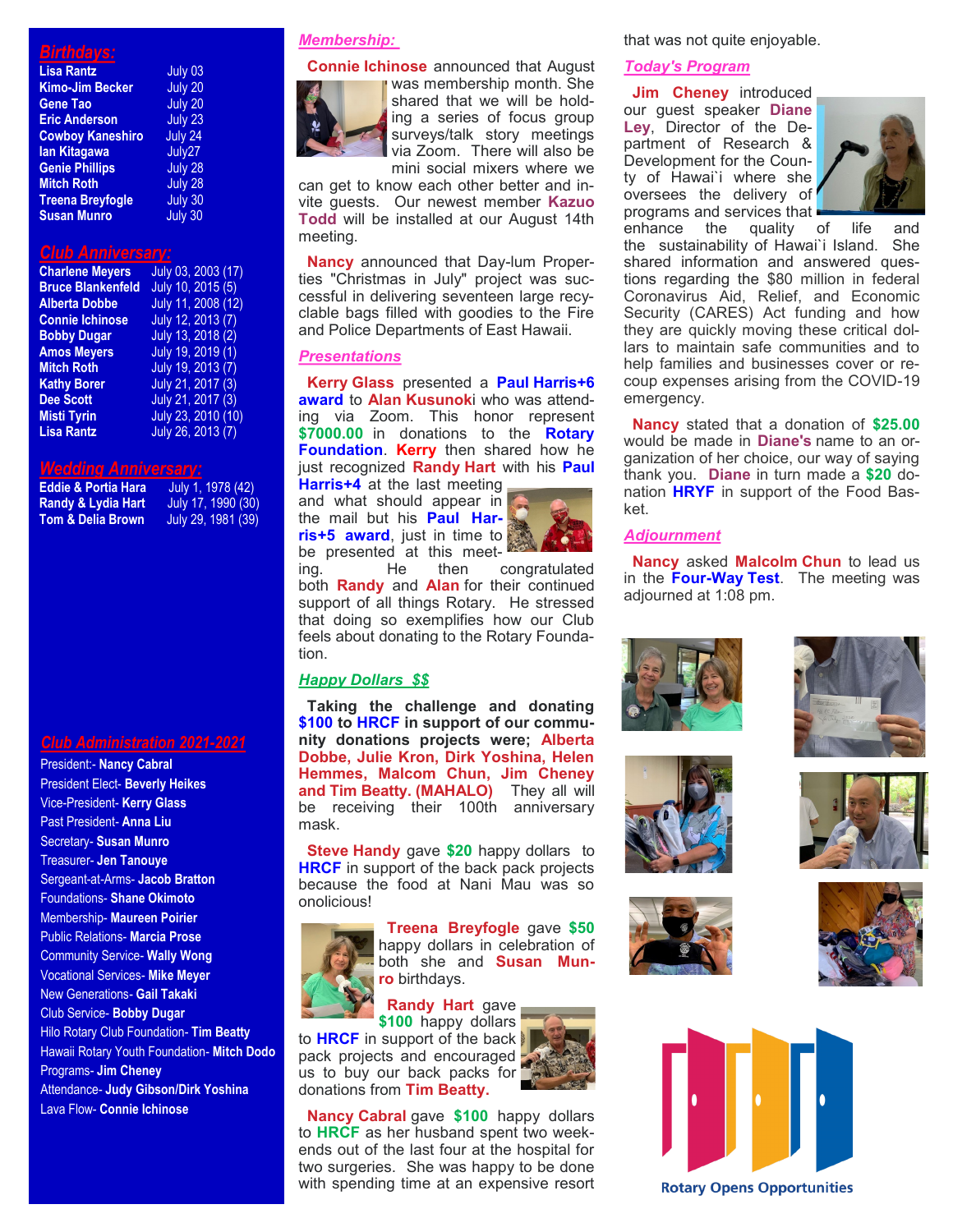## Birthdays:

| | |
|---|---|
| Lisa Rantz | July 03 |
| Kimo-Jim Becker | July 20 |
| Gene Tao | July 20 |
| Eric Anderson | July 23 |
| Cowboy Kaneshiro | July 24 |
| Ian Kitagawa | July27 |
| Genie Phillips | July 28 |
| Mitch Roth | July 28 |
| Treena Breyfogle | July 30 |
| Susan Munro | July 30 |

## Club Anniversary:

| | |
|---|---|
| Charlene Meyers | July 03, 2003 (17) |
| Bruce Blankenfeld | July 10, 2015 (5) |
| Alberta Dobbe | July 11, 2008 (12) |
| Connie Ichinose | July 12, 2013 (7) |
| Bobby Dugar | July 13, 2018 (2) |
| Amos Meyers | July 19, 2019 (1) |
| Mitch Roth | July 19, 2013 (7) |
| Kathy Borer | July 21, 2017 (3) |
| Dee Scott | July 21, 2017 (3) |
| Misti Tyrin | July 23, 2010 (10) |
| Lisa Rantz | July 26, 2013 (7) |

## Wedding Anniversary:

| | |
|---|---|
| Eddie & Portia Hara | July 1, 1978 (42) |
| Randy & Lydia Hart | July 17, 1990 (30) |
| Tom & Delia Brown | July 29, 1981 (39) |

## Club Administration 2021-2021

- President:- **Nancy Cabral**
- President Elect- **Beverly Heikes**
- Vice-President- **Kerry Glass**
- Past President- **Anna Liu**
- Secretary- **Susan Munro**
- Treasurer- **Jen Tanouye**
- Sergeant-at-Arms- **Jacob Bratton**
- Foundations- **Shane Okimoto**
- Membership- **Maureen Poirier**
- Public Relations- **Marcia Prose**
- Community Service- **Wally Wong**
- Vocational Services- **Mike Meyer**
- New Generations- **Gail Takaki**
- Club Service- **Bobby Dugar**
- Hilo Rotary Club Foundation- **Tim Beatty**
- Hawaii Rotary Youth Foundation- **Mitch Dodo**
- Programs- **Jim Cheney**
- Attendance- **Judy Gibson/Dirk Yoshina**
- Lava Flow- **Connie Ichinose**

## *Membership:*

**Connie Ichinose** announced that August was membership month. She shared that we will be holding a series of focus group surveys/talk story meetings via Zoom. There will also be mini social mixers where we can get to know each other better and invite guests. Our newest member **Kazuo Todd** will be installed at our August 14th meeting.

**Nancy** announced that Day-lum Properties "Christmas in July" project was successful in delivering seventeen large recyclable bags filled with goodies to the Fire and Police Departments of East Hawaii.

## *Presentations*

**Kerry Glass** presented a **Paul Harris+6 award** to **Alan Kusunok**i who was attending via Zoom. This honor represent **$7000.00** in donations to the **Rotary Foundation**. **Kerry** then shared how he just recognized **Randy Hart** with his **Paul Harris+4** at the last meeting and what should appear in the mail but his **Paul Harris+5 award**, just in time to be presented at this meeting. He then congratulated both **Randy** and **Alan** for their continued support of all things Rotary. He stressed that doing so exemplifies how our Club feels about donating to the Rotary Foundation.

## *Happy Dollars $$*

**Taking the challenge and donating $100 to HRCF in support of our community donations projects were; Alberta Dobbe, Julie Kron, Dirk Yoshina, Helen Hemmes, Malcom Chun, Jim Cheney and Tim Beatty. (MAHALO)** They all will be receiving their 100th anniversary mask.

**Steve Handy** gave **$20** happy dollars to **HRCF** in support of the back pack projects because the food at Nani Mau was so onolicious!

**Treena Breyfogle** gave **$50** happy dollars in celebration of both she and **Susan Munro** birthdays.

**Randy Hart** gave **$100** happy dollars to **HRCF** in support of the back pack projects and encouraged us to buy our back packs for donations from **Tim Beatty.**

**Nancy Cabral** gave **$100** happy dollars to **HRCF** as her husband spent two weekends out of the last four at the hospital for two surgeries. She was happy to be done with spending time at an expensive resort that was not quite enjoyable.

## *Today's Program*

**Jim Cheney** introduced our guest speaker **Diane Ley**, Director of the Department of Research & Development for the County of Hawai`i where she oversees the delivery of programs and services that enhance the quality of life and the sustainability of Hawai`i Island. She shared information and answered questions regarding the $80 million in federal Coronavirus Aid, Relief, and Economic Security (CARES) Act funding and how they are quickly moving these critical dollars to maintain safe communities and to help families and businesses cover or recoup expenses arising from the COVID-19 emergency.

**Nancy** stated that a donation of **$25.00** would be made in **Diane's** name to an organization of her choice, our way of saying thank you. **Diane** in turn made a **$20** donation **HRYF** in support of the Food Basket.

## *Adjournment*

**Nancy** asked **Malcolm Chun** to lead us in the **Four-Way Test**. The meeting was adjourned at 1:08 pm.

Rotary Opens Opportunities